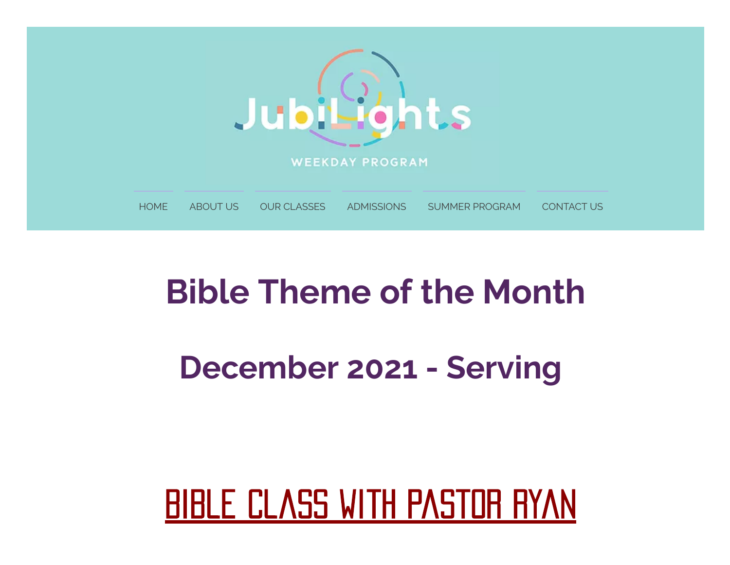# JubiLights

WEEKDAY PROGRAM

HOME | ABOUT US | OUR CLASSES | ADMISSIONS | SUMMER PROGRAM | CONTACT US

## Bible Theme of the Month

## December 2021 - Serving

## BIBLE CLASS WITH PASTOR RYAN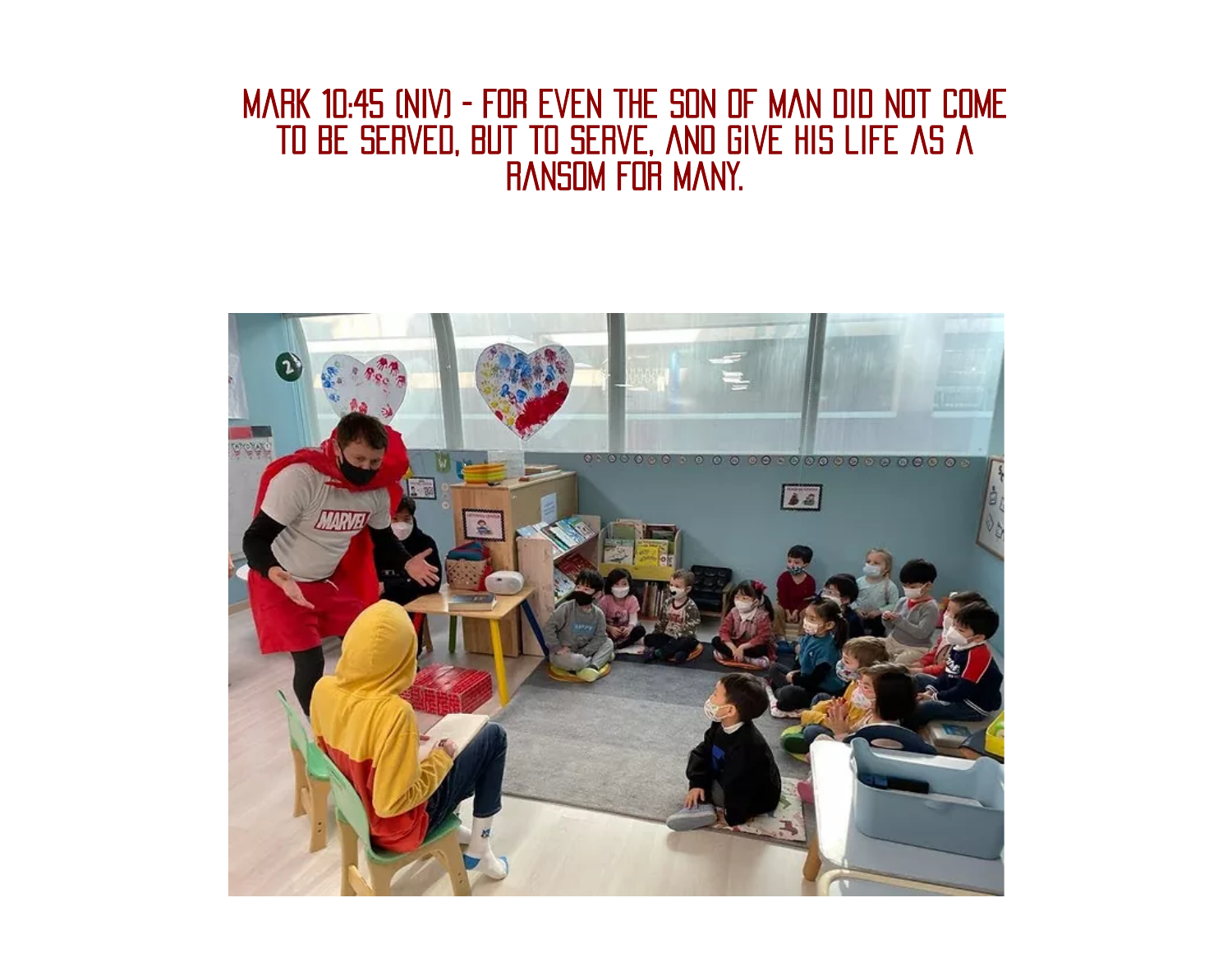MARK 10:45 (NIV) - FOR EVEN THE SON OF MAN DID NOT COME TO BE SERVED, BUT TO SERVE, AND GIVE HIS LIFE AS A RANSOM FOR MANY.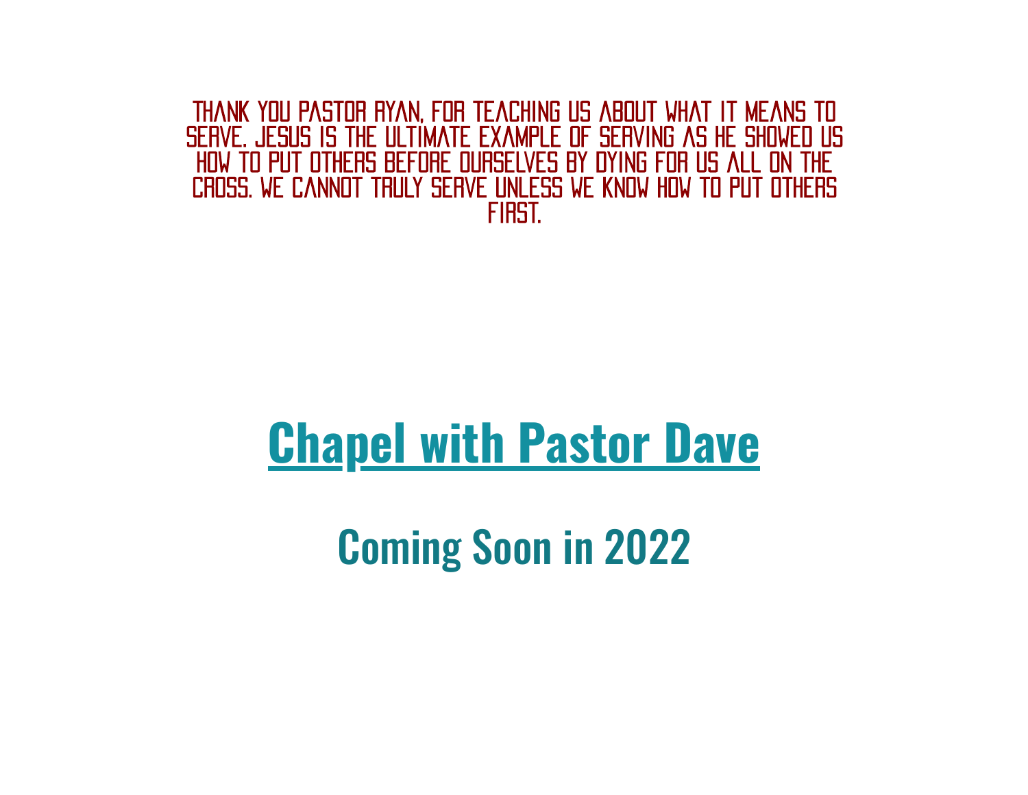THANK YOU PASTOR RYAN, FOR TEACHING US ABOUT WHAT IT MEANS TO SERVE. JESUS IS THE ULTIMATE EXAMPLE OF SERVING AS HE SHOWED US HOW TO PUT OTHERS BEFORE OURSELVES BY DYING FOR US ALL ON THE CROSS. WE CANNOT TRULY SERVE UNLESS WE KNOW HOW TO PUT OTHERS FIRST.

# Chapel with Pastor Dave

## Coming Soon in 2022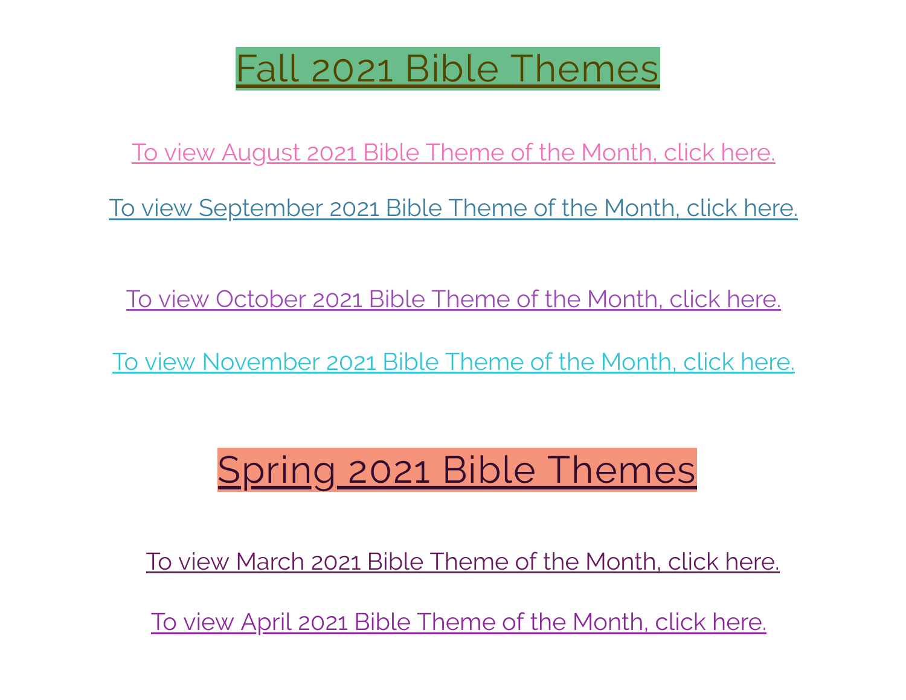# Fall 2021 Bible Themes

To view August 2021 Bible Theme of the Month, click here.

To view September 2021 Bible Theme of the Month, click here.

To view October 2021 Bible Theme of the Month, click here.

To view November 2021 Bible Theme of the Month, click here.

# Spring 2021 Bible Themes

To view March 2021 Bible Theme of the Month, click here.

To view April 2021 Bible Theme of the Month, click here.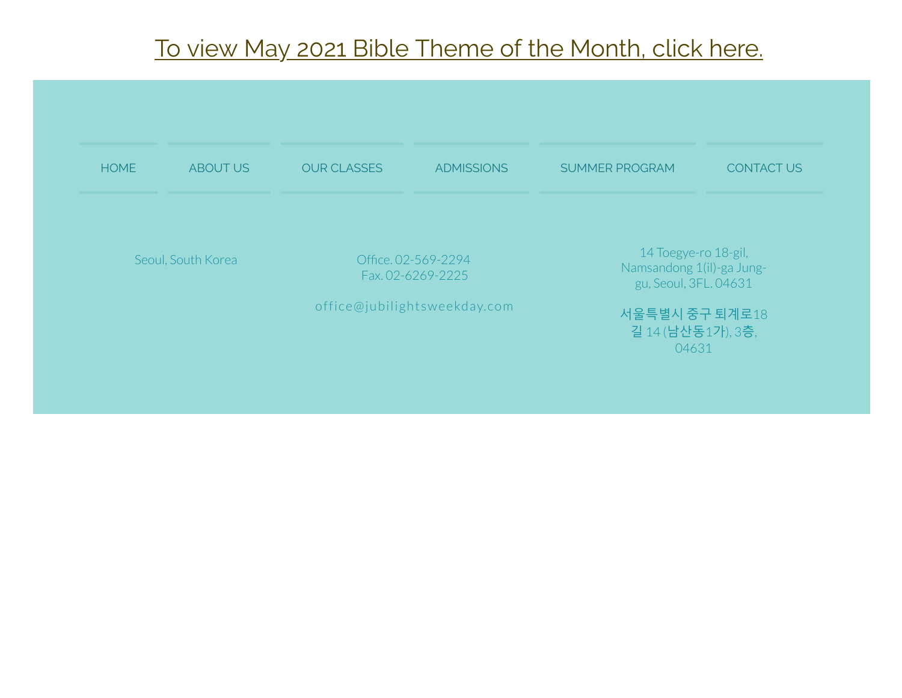To view May 2021 Bible Theme of the Month, click here.

HOME | ABOUT US | OUR CLASSES | ADMISSIONS | SUMMER PROGRAM | CONTACT US

Seoul, South Korea

Office. 02-569-2294
Fax. 02-6269-2225

office@jubilightsweekday.com

14 Toegye-ro 18-gil, Namsandong 1(il)-ga Jung-gu, Seoul, 3FL. 04631

서울특별시 중구 퇴계로18길 14 (남산동1가), 3층, 04631